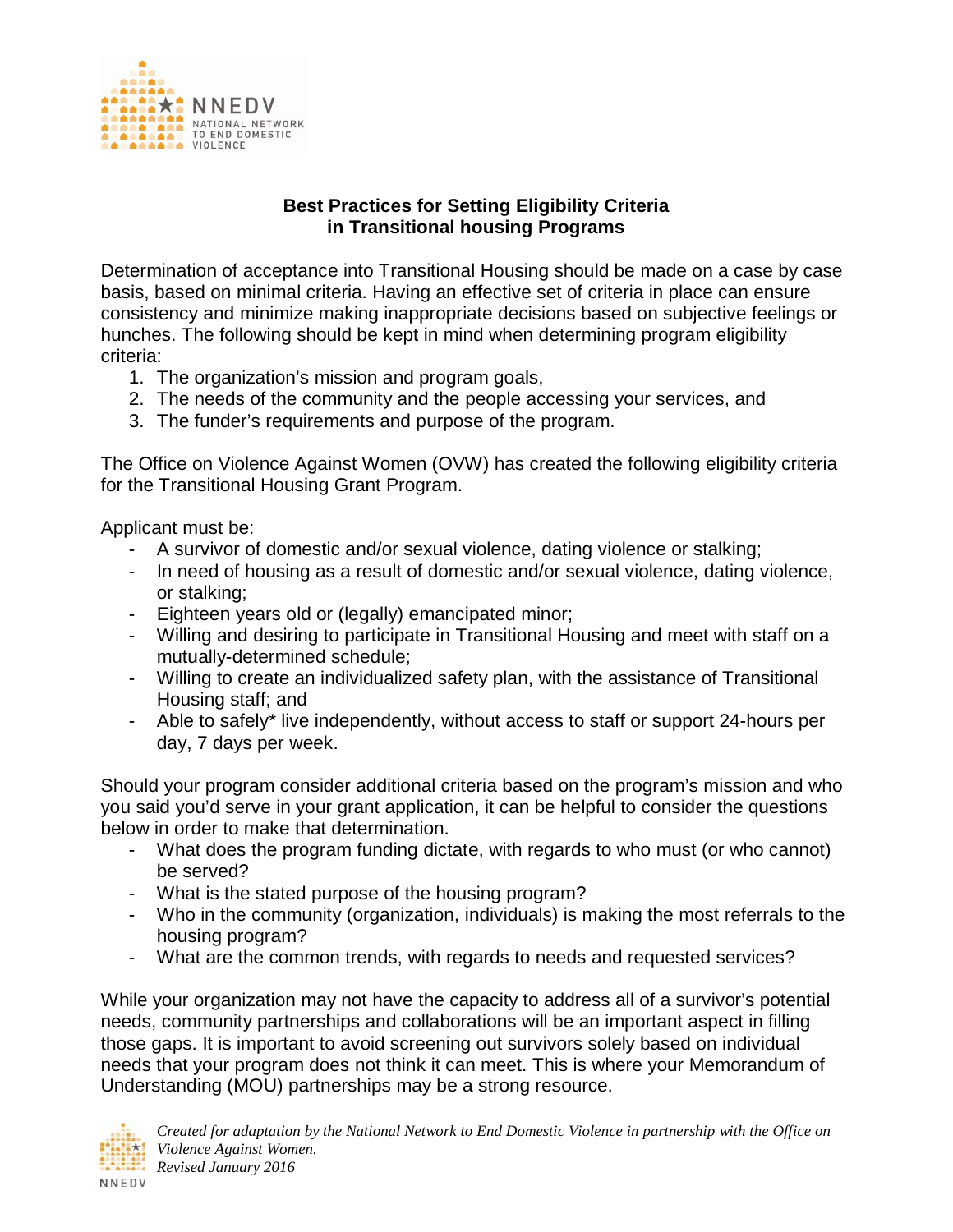# Best Practices for Setting Eligibility Criteria in Transitional housing Programs

Determination of acceptance into Transitional Housing should be made on a case by case basis, based on minimal criteria. Having an effective set of criteria in place can ensure consistency and minimize making inappropriate decisions based on subjective feelings or hunches. The following should be kept in mind when determining program eligibility criteria:

1. The organization's mission and program goals,
2. The needs of the community and the people accessing your services, and
3. The funder's requirements and purpose of the program.

The Office on Violence Against Women (OVW) has created the following eligibility criteria for the Transitional Housing Grant Program.

Applicant must be:

- A survivor of domestic and/or sexual violence, dating violence or stalking;
- In need of housing as a result of domestic and/or sexual violence, dating violence, or stalking;
- Eighteen years old or (legally) emancipated minor;
- Willing and desiring to participate in Transitional Housing and meet with staff on a mutually-determined schedule;
- Willing to create an individualized safety plan, with the assistance of Transitional Housing staff; and
- Able to safely* live independently, without access to staff or support 24-hours per day, 7 days per week.

Should your program consider additional criteria based on the program's mission and who you said you'd serve in your grant application, it can be helpful to consider the questions below in order to make that determination.

- What does the program funding dictate, with regards to who must (or who cannot) be served?
- What is the stated purpose of the housing program?
- Who in the community (organization, individuals) is making the most referrals to the housing program?
- What are the common trends, with regards to needs and requested services?

While your organization may not have the capacity to address all of a survivor's potential needs, community partnerships and collaborations will be an important aspect in filling those gaps. It is important to avoid screening out survivors solely based on individual needs that your program does not think it can meet. This is where your Memorandum of Understanding (MOU) partnerships may be a strong resource.

*Created for adaptation by the National Network to End Domestic Violence in partnership with the Office on Violence Against Women.*
*Revised January 2016*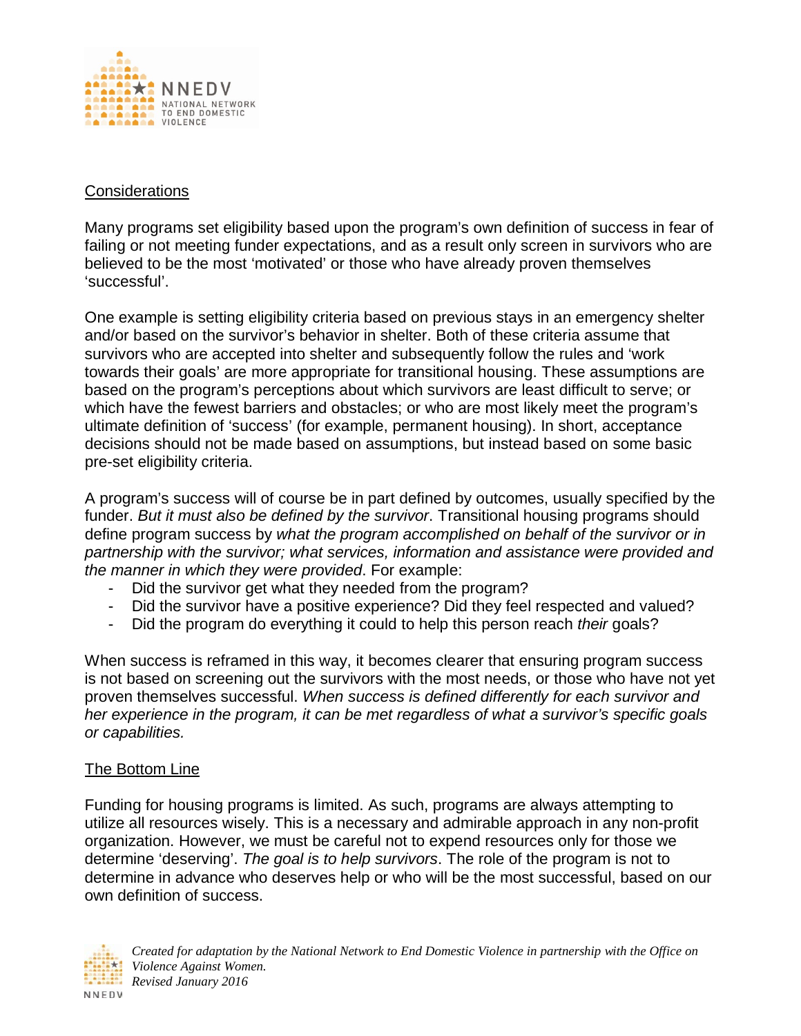## Considerations

Many programs set eligibility based upon the program's own definition of success in fear of failing or not meeting funder expectations, and as a result only screen in survivors who are believed to be the most 'motivated' or those who have already proven themselves 'successful'.

One example is setting eligibility criteria based on previous stays in an emergency shelter and/or based on the survivor's behavior in shelter. Both of these criteria assume that survivors who are accepted into shelter and subsequently follow the rules and 'work towards their goals' are more appropriate for transitional housing. These assumptions are based on the program's perceptions about which survivors are least difficult to serve; or which have the fewest barriers and obstacles; or who are most likely meet the program's ultimate definition of 'success' (for example, permanent housing). In short, acceptance decisions should not be made based on assumptions, but instead based on some basic pre-set eligibility criteria.

A program's success will of course be in part defined by outcomes, usually specified by the funder. *But it must also be defined by the survivor*. Transitional housing programs should define program success by *what the program accomplished on behalf of the survivor or in partnership with the survivor; what services, information and assistance were provided and the manner in which they were provided*. For example:

- Did the survivor get what they needed from the program?
- Did the survivor have a positive experience? Did they feel respected and valued?
- Did the program do everything it could to help this person reach *their* goals?

When success is reframed in this way, it becomes clearer that ensuring program success is not based on screening out the survivors with the most needs, or those who have not yet proven themselves successful. *When success is defined differently for each survivor and her experience in the program, it can be met regardless of what a survivor's specific goals or capabilities.*

## The Bottom Line

Funding for housing programs is limited. As such, programs are always attempting to utilize all resources wisely. This is a necessary and admirable approach in any non-profit organization. However, we must be careful not to expend resources only for those we determine 'deserving'. *The goal is to help survivors*. The role of the program is not to determine in advance who deserves help or who will be the most successful, based on our own definition of success.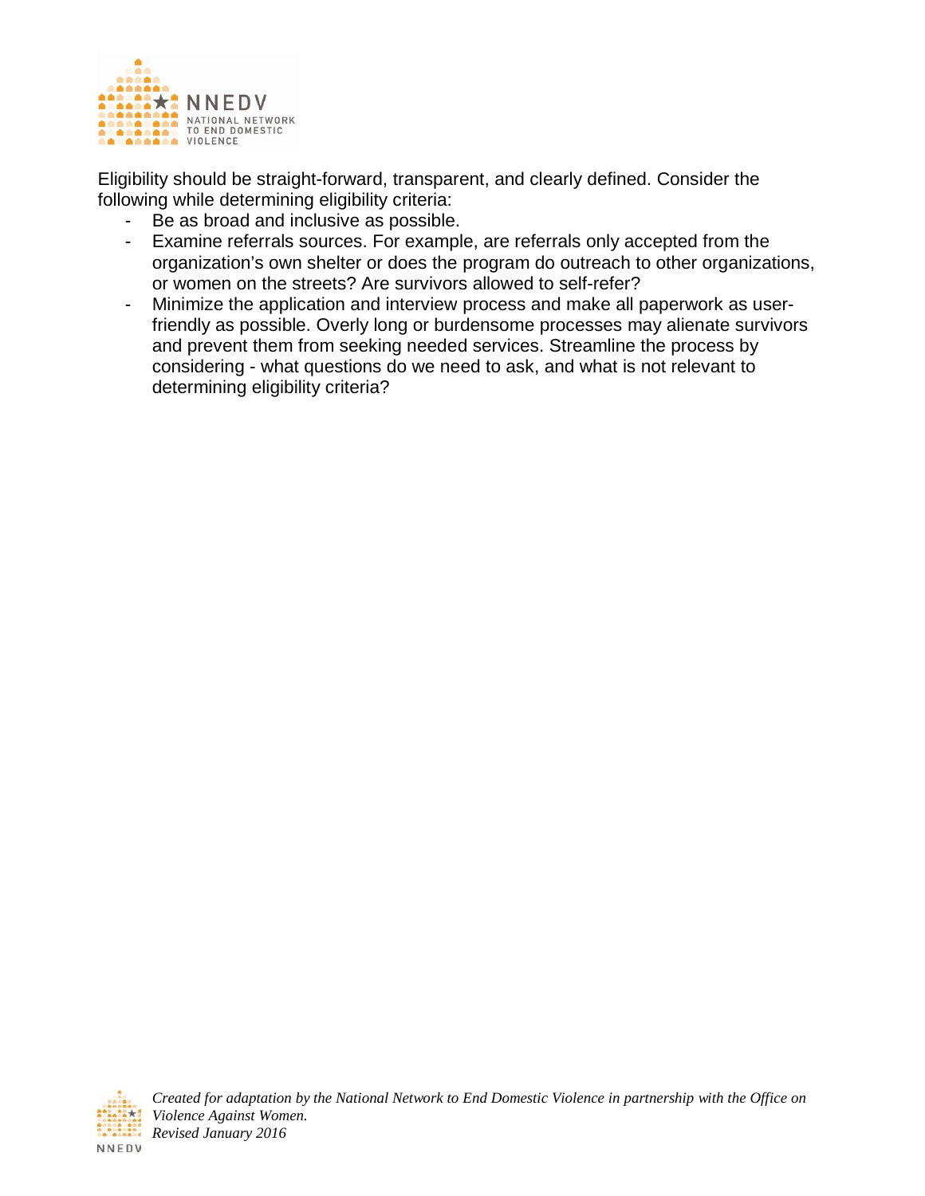Eligibility should be straight-forward, transparent, and clearly defined. Consider the following while determining eligibility criteria:

- Be as broad and inclusive as possible.
- Examine referrals sources. For example, are referrals only accepted from the organization's own shelter or does the program do outreach to other organizations, or women on the streets? Are survivors allowed to self-refer?
- Minimize the application and interview process and make all paperwork as user-friendly as possible. Overly long or burdensome processes may alienate survivors and prevent them from seeking needed services. Streamline the process by considering - what questions do we need to ask, and what is not relevant to determining eligibility criteria?